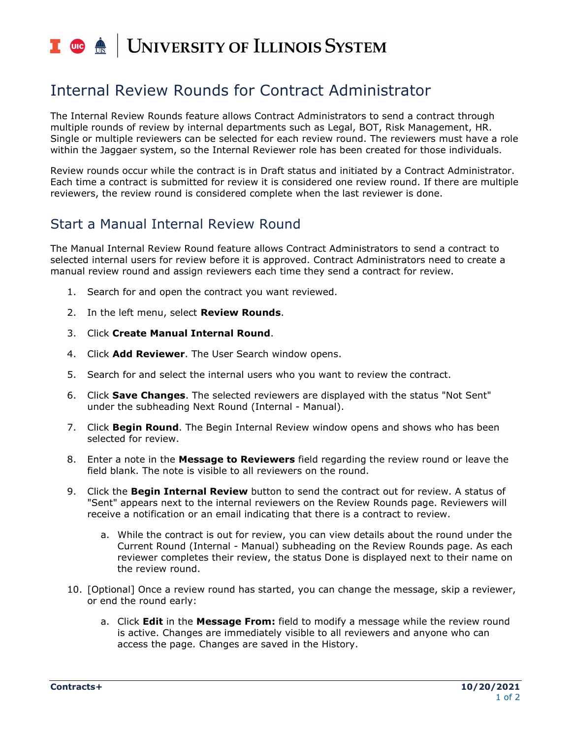# Internal Review Rounds for Contract Administrator

The Internal Review Rounds feature allows Contract Administrators to send a contract through multiple rounds of review by internal departments such as Legal, BOT, Risk Management, HR. Single or multiple reviewers can be selected for each review round. The reviewers must have a role within the Jaggaer system, so the Internal Reviewer role has been created for those individuals.

Review rounds occur while the contract is in Draft status and initiated by a Contract Administrator. Each time a contract is submitted for review it is considered one review round. If there are multiple reviewers, the review round is considered complete when the last reviewer is done.

## Start a Manual Internal Review Round

The Manual Internal Review Round feature allows Contract Administrators to send a contract to selected internal users for review before it is approved. Contract Administrators need to create a manual review round and assign reviewers each time they send a contract for review.

1. Search for and open the contract you want reviewed.
2. In the left menu, select **Review Rounds**.
3. Click **Create Manual Internal Round**.
4. Click **Add Reviewer**. The User Search window opens.
5. Search for and select the internal users who you want to review the contract.
6. Click **Save Changes**. The selected reviewers are displayed with the status "Not Sent" under the subheading Next Round (Internal - Manual).
7. Click **Begin Round**. The Begin Internal Review window opens and shows who has been selected for review.
8. Enter a note in the **Message to Reviewers** field regarding the review round or leave the field blank. The note is visible to all reviewers on the round.
9. Click the **Begin Internal Review** button to send the contract out for review. A status of "Sent" appears next to the internal reviewers on the Review Rounds page. Reviewers will receive a notification or an email indicating that there is a contract to review.
    a. While the contract is out for review, you can view details about the round under the Current Round (Internal - Manual) subheading on the Review Rounds page. As each reviewer completes their review, the status Done is displayed next to their name on the review round.
10. [Optional] Once a review round has started, you can change the message, skip a reviewer, or end the round early:
    a. Click **Edit** in the **Message From:** field to modify a message while the review round is active. Changes are immediately visible to all reviewers and anyone who can access the page. Changes are saved in the History.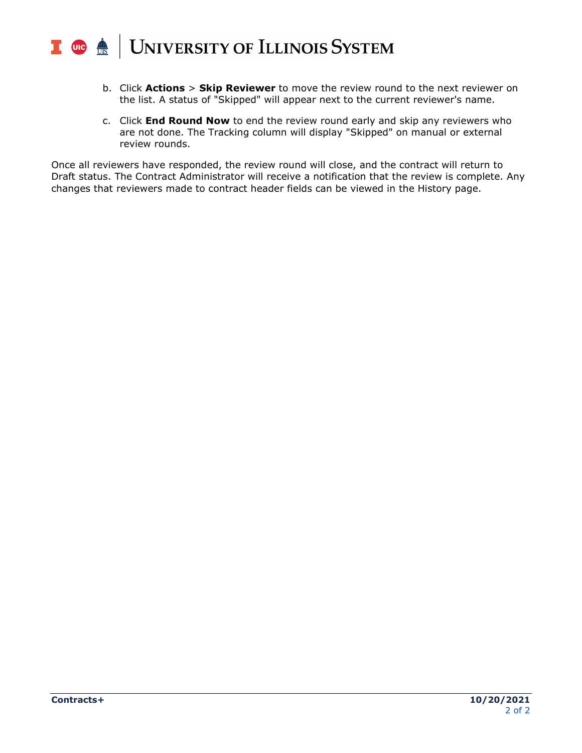b. Click **Actions** > **Skip Reviewer** to move the review round to the next reviewer on the list. A status of "Skipped" will appear next to the current reviewer's name.

c. Click **End Round Now** to end the review round early and skip any reviewers who are not done. The Tracking column will display "Skipped" on manual or external review rounds.

Once all reviewers have responded, the review round will close, and the contract will return to Draft status. The Contract Administrator will receive a notification that the review is complete. Any changes that reviewers made to contract header fields can be viewed in the History page.